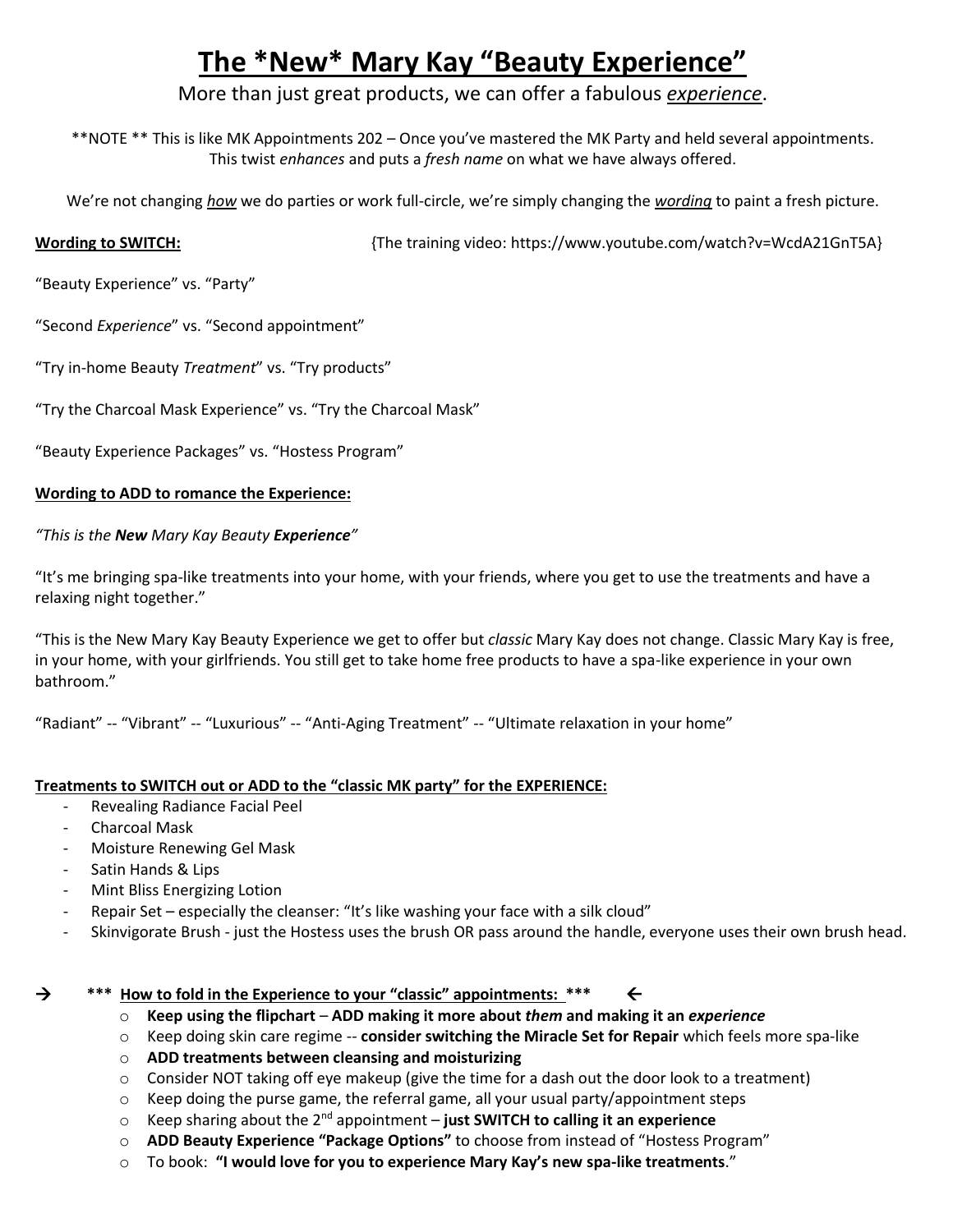# The *New* Mary Kay "Beauty Experience"

More than just great products, we can offer a fabulous ***experience***.

**NOTE ** This is like MK Appointments 202 – Once you've mastered the MK Party and held several appointments. This twist *enhances* and puts a *fresh name* on what we have always offered.

We're not changing ***how*** we do parties or work full-circle, we're simply changing the ***wording*** to paint a fresh picture.

**Wording to SWITCH:** {The training video: https://www.youtube.com/watch?v=WcdA21GnT5A}

"Beauty Experience" vs. "Party"

"Second *Experience*" vs. "Second appointment"

"Try in-home Beauty *Treatment*" vs. "Try products"

"Try the Charcoal Mask Experience" vs. "Try the Charcoal Mask"

"Beauty Experience Packages" vs. "Hostess Program"

**Wording to ADD to romance the Experience:**

*"This is the **New** Mary Kay Beauty **Experience**"*

"It's me bringing spa-like treatments into your home, with your friends, where you get to use the treatments and have a relaxing night together."

"This is the New Mary Kay Beauty Experience we get to offer but *classic* Mary Kay does not change. Classic Mary Kay is free, in your home, with your girlfriends. You still get to take home free products to have a spa-like experience in your own bathroom."

"Radiant" -- "Vibrant" -- "Luxurious" -- "Anti-Aging Treatment" -- "Ultimate relaxation in your home"

**Treatments to SWITCH out or ADD to the "classic MK party" for the EXPERIENCE:**

- Revealing Radiance Facial Peel
- Charcoal Mask
- Moisture Renewing Gel Mask
- Satin Hands & Lips
- Mint Bliss Energizing Lotion
- Repair Set – especially the cleanser: "It's like washing your face with a silk cloud"
- Skinvigorate Brush - just the Hostess uses the brush OR pass around the handle, everyone uses their own brush head.

→ *** **How to fold in the Experience to your "classic" appointments:** *** ←

- **Keep using the flipchart** – **ADD making it more about *them* and making it an *experience***
- Keep doing skin care regime -- **consider switching the Miracle Set for Repair** which feels more spa-like
- **ADD treatments between cleansing and moisturizing**
- Consider NOT taking off eye makeup (give the time for a dash out the door look to a treatment)
- Keep doing the purse game, the referral game, all your usual party/appointment steps
- Keep sharing about the 2nd appointment – **just SWITCH to calling it an experience**
- **ADD Beauty Experience "Package Options"** to choose from instead of "Hostess Program"
- To book: **"I would love for you to experience Mary Kay's new spa-like treatments**."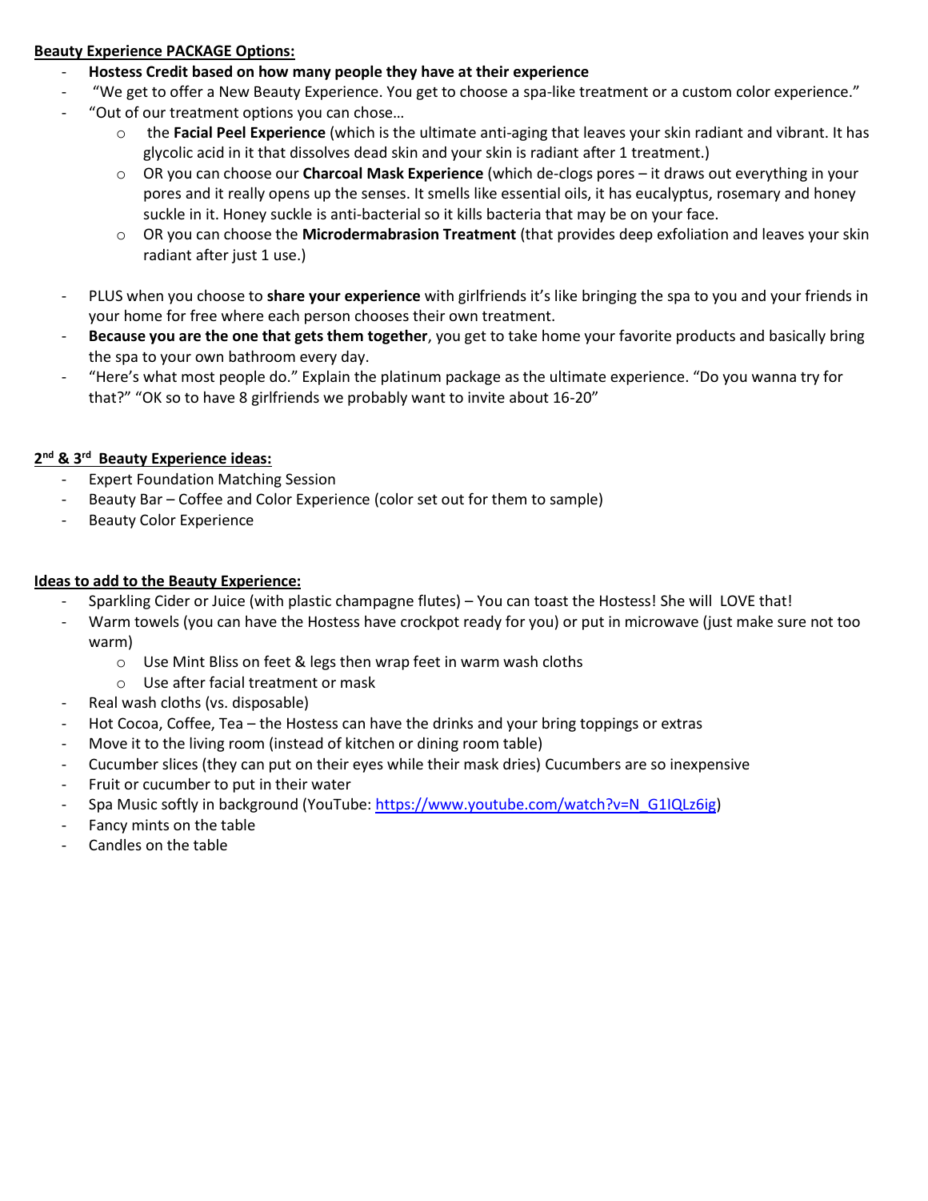**Beauty Experience PACKAGE Options:**

- **Hostess Credit based on how many people they have at their experience**
- "We get to offer a New Beauty Experience. You get to choose a spa-like treatment or a custom color experience."
- "Out of our treatment options you can chose…
    - the **Facial Peel Experience** (which is the ultimate anti-aging that leaves your skin radiant and vibrant. It has glycolic acid in it that dissolves dead skin and your skin is radiant after 1 treatment.)
    - OR you can choose our **Charcoal Mask Experience** (which de-clogs pores – it draws out everything in your pores and it really opens up the senses. It smells like essential oils, it has eucalyptus, rosemary and honey suckle in it. Honey suckle is anti-bacterial so it kills bacteria that may be on your face.
    - OR you can choose the **Microdermabrasion Treatment** (that provides deep exfoliation and leaves your skin radiant after just 1 use.)
- PLUS when you choose to **share your experience** with girlfriends it's like bringing the spa to you and your friends in your home for free where each person chooses their own treatment.
- **Because you are the one that gets them together**, you get to take home your favorite products and basically bring the spa to your own bathroom every day.
- "Here's what most people do." Explain the platinum package as the ultimate experience. "Do you wanna try for that?" "OK so to have 8 girlfriends we probably want to invite about 16-20"

**2nd & 3rd Beauty Experience ideas:**

- Expert Foundation Matching Session
- Beauty Bar – Coffee and Color Experience (color set out for them to sample)
- Beauty Color Experience

**Ideas to add to the Beauty Experience:**

- Sparkling Cider or Juice (with plastic champagne flutes) – You can toast the Hostess! She will LOVE that!
- Warm towels (you can have the Hostess have crockpot ready for you) or put in microwave (just make sure not too warm)
    - Use Mint Bliss on feet & legs then wrap feet in warm wash cloths
    - Use after facial treatment or mask
- Real wash cloths (vs. disposable)
- Hot Cocoa, Coffee, Tea – the Hostess can have the drinks and your bring toppings or extras
- Move it to the living room (instead of kitchen or dining room table)
- Cucumber slices (they can put on their eyes while their mask dries) Cucumbers are so inexpensive
- Fruit or cucumber to put in their water
- Spa Music softly in background (YouTube: https://www.youtube.com/watch?v=N_G1IQLz6ig)
- Fancy mints on the table
- Candles on the table